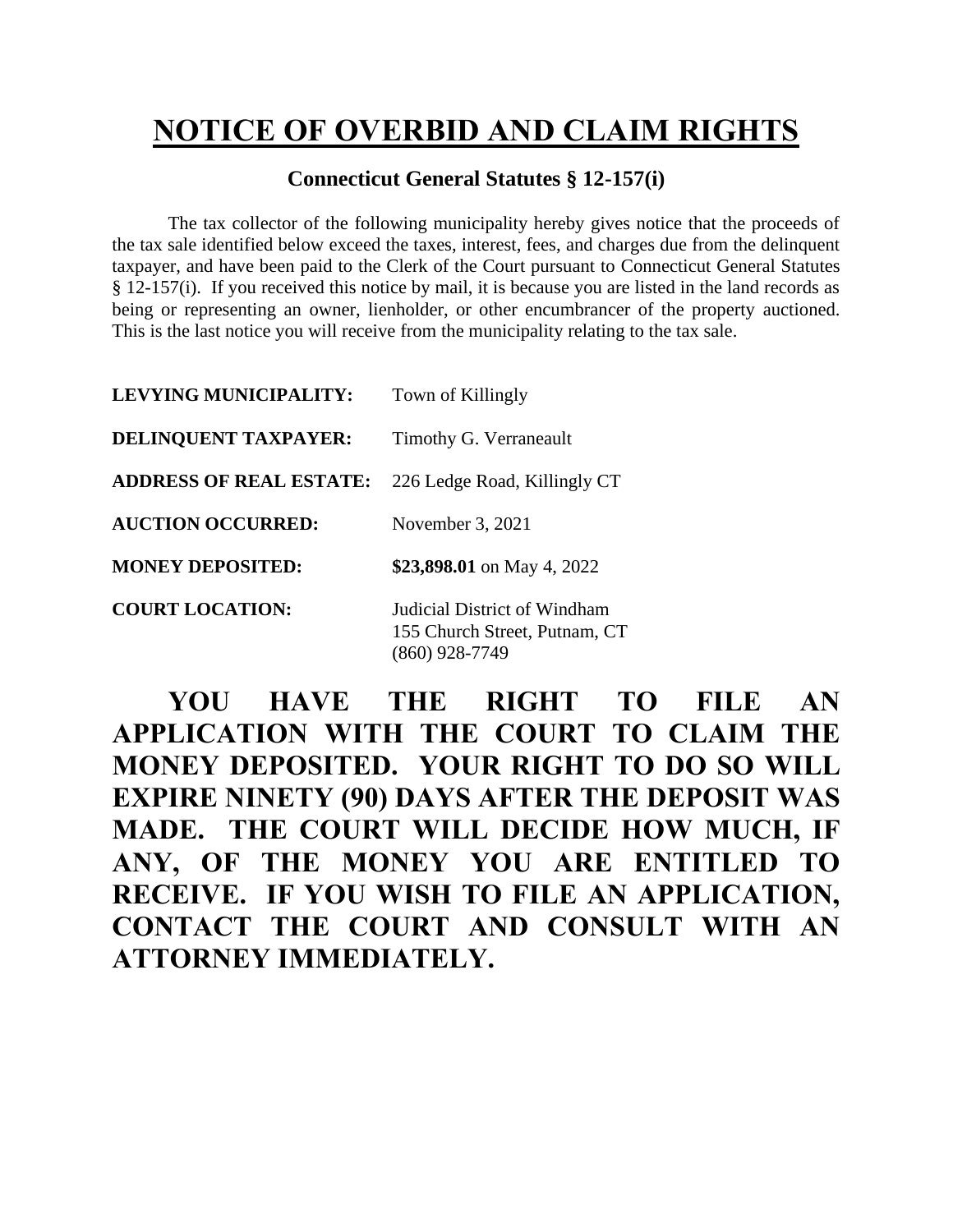# NOTICE OF OVERBID AND CLAIM RIGHTS

**Connecticut General Statutes § 12-157(i)**

The tax collector of the following municipality hereby gives notice that the proceeds of the tax sale identified below exceed the taxes, interest, fees, and charges due from the delinquent taxpayer, and have been paid to the Clerk of the Court pursuant to Connecticut General Statutes § 12-157(i). If you received this notice by mail, it is because you are listed in the land records as being or representing an owner, lienholder, or other encumbrancer of the property auctioned. This is the last notice you will receive from the municipality relating to the tax sale.

**LEVYING MUNICIPALITY:** Town of Killingly

**DELINQUENT TAXPAYER:** Timothy G. Verraneault

**ADDRESS OF REAL ESTATE:** 226 Ledge Road, Killingly CT

**AUCTION OCCURRED:** November 3, 2021

**MONEY DEPOSITED:** **$23,898.01** on May 4, 2022

**COURT LOCATION:** Judicial District of Windham
155 Church Street, Putnam, CT
(860) 928-7749

**YOU HAVE THE RIGHT TO FILE AN APPLICATION WITH THE COURT TO CLAIM THE MONEY DEPOSITED. YOUR RIGHT TO DO SO WILL EXPIRE NINETY (90) DAYS AFTER THE DEPOSIT WAS MADE. THE COURT WILL DECIDE HOW MUCH, IF ANY, OF THE MONEY YOU ARE ENTITLED TO RECEIVE. IF YOU WISH TO FILE AN APPLICATION, CONTACT THE COURT AND CONSULT WITH AN ATTORNEY IMMEDIATELY.**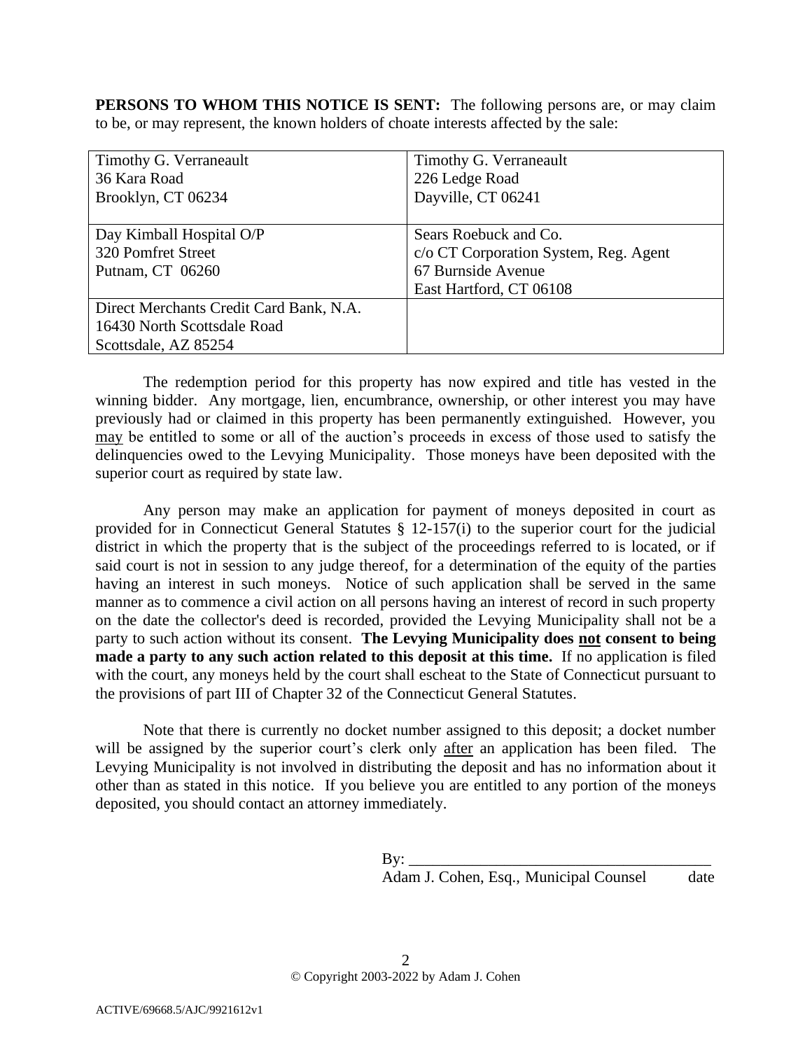**PERSONS TO WHOM THIS NOTICE IS SENT:** The following persons are, or may claim to be, or may represent, the known holders of choate interests affected by the sale:

| | |
|---|---|
| Timothy G. Verraneault<br>36 Kara Road<br>Brooklyn, CT 06234 | Timothy G. Verraneault<br>226 Ledge Road<br>Dayville, CT 06241 |
| Day Kimball Hospital O/P<br>320 Pomfret Street<br>Putnam, CT 06260 | Sears Roebuck and Co.<br>c/o CT Corporation System, Reg. Agent<br>67 Burnside Avenue<br>East Hartford, CT 06108 |
| Direct Merchants Credit Card Bank, N.A.<br>16430 North Scottsdale Road<br>Scottsdale, AZ 85254 | |

The redemption period for this property has now expired and title has vested in the winning bidder. Any mortgage, lien, encumbrance, ownership, or other interest you may have previously had or claimed in this property has been permanently extinguished. However, you may be entitled to some or all of the auction's proceeds in excess of those used to satisfy the delinquencies owed to the Levying Municipality. Those moneys have been deposited with the superior court as required by state law.

Any person may make an application for payment of moneys deposited in court as provided for in Connecticut General Statutes § 12-157(i) to the superior court for the judicial district in which the property that is the subject of the proceedings referred to is located, or if said court is not in session to any judge thereof, for a determination of the equity of the parties having an interest in such moneys. Notice of such application shall be served in the same manner as to commence a civil action on all persons having an interest of record in such property on the date the collector's deed is recorded, provided the Levying Municipality shall not be a party to such action without its consent. **The Levying Municipality does not consent to being made a party to any such action related to this deposit at this time.** If no application is filed with the court, any moneys held by the court shall escheat to the State of Connecticut pursuant to the provisions of part III of Chapter 32 of the Connecticut General Statutes.

Note that there is currently no docket number assigned to this deposit; a docket number will be assigned by the superior court's clerk only after an application has been filed. The Levying Municipality is not involved in distributing the deposit and has no information about it other than as stated in this notice. If you believe you are entitled to any portion of the moneys deposited, you should contact an attorney immediately.

By: ______________________________________
Adam J. Cohen, Esq., Municipal Counsel date

© Copyright 2003-2022 by Adam J. Cohen

ACTIVE/69668.5/AJC/9921612v1